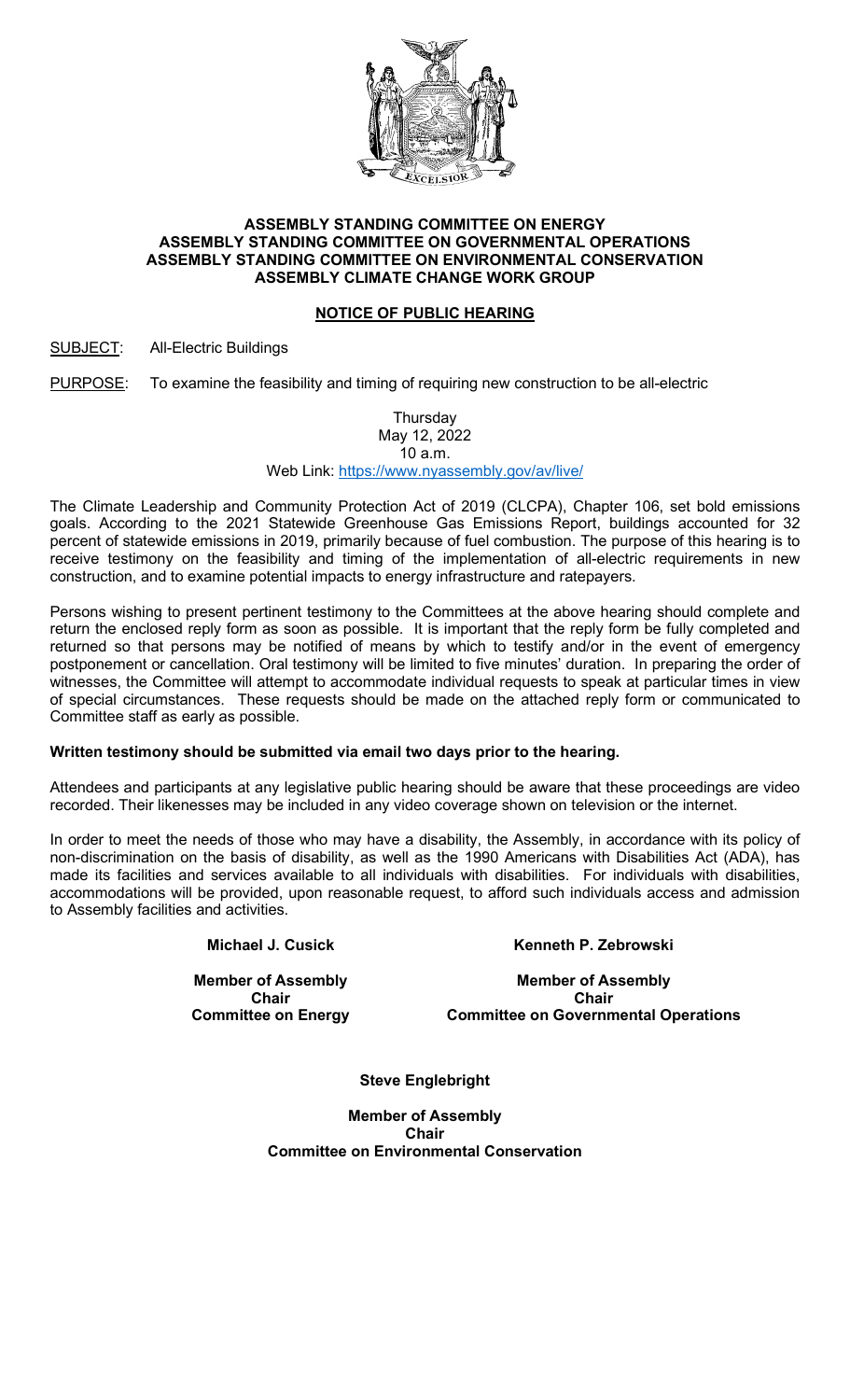**ASSEMBLY STANDING COMMITTEE ON ENERGY**
**ASSEMBLY STANDING COMMITTEE ON GOVERNMENTAL OPERATIONS**
**ASSEMBLY STANDING COMMITTEE ON ENVIRONMENTAL CONSERVATION**
**ASSEMBLY CLIMATE CHANGE WORK GROUP**

## NOTICE OF PUBLIC HEARING

SUBJECT: All-Electric Buildings

PURPOSE: To examine the feasibility and timing of requiring new construction to be all-electric

Thursday
May 12, 2022
10 a.m.
Web Link: https://www.nyassembly.gov/av/live/

The Climate Leadership and Community Protection Act of 2019 (CLCPA), Chapter 106, set bold emissions goals. According to the 2021 Statewide Greenhouse Gas Emissions Report, buildings accounted for 32 percent of statewide emissions in 2019, primarily because of fuel combustion. The purpose of this hearing is to receive testimony on the feasibility and timing of the implementation of all-electric requirements in new construction, and to examine potential impacts to energy infrastructure and ratepayers.

Persons wishing to present pertinent testimony to the Committees at the above hearing should complete and return the enclosed reply form as soon as possible. It is important that the reply form be fully completed and returned so that persons may be notified of means by which to testify and/or in the event of emergency postponement or cancellation. Oral testimony will be limited to five minutes' duration. In preparing the order of witnesses, the Committee will attempt to accommodate individual requests to speak at particular times in view of special circumstances. These requests should be made on the attached reply form or communicated to Committee staff as early as possible.

**Written testimony should be submitted via email two days prior to the hearing.**

Attendees and participants at any legislative public hearing should be aware that these proceedings are video recorded. Their likenesses may be included in any video coverage shown on television or the internet.

In order to meet the needs of those who may have a disability, the Assembly, in accordance with its policy of non-discrimination on the basis of disability, as well as the 1990 Americans with Disabilities Act (ADA), has made its facilities and services available to all individuals with disabilities. For individuals with disabilities, accommodations will be provided, upon reasonable request, to afford such individuals access and admission to Assembly facilities and activities.

**Michael J. Cusick**
**Member of Assembly**
**Chair**
**Committee on Energy**

**Kenneth P. Zebrowski**
**Member of Assembly**
**Chair**
**Committee on Governmental Operations**

**Steve Englebright**
**Member of Assembly**
**Chair**
**Committee on Environmental Conservation**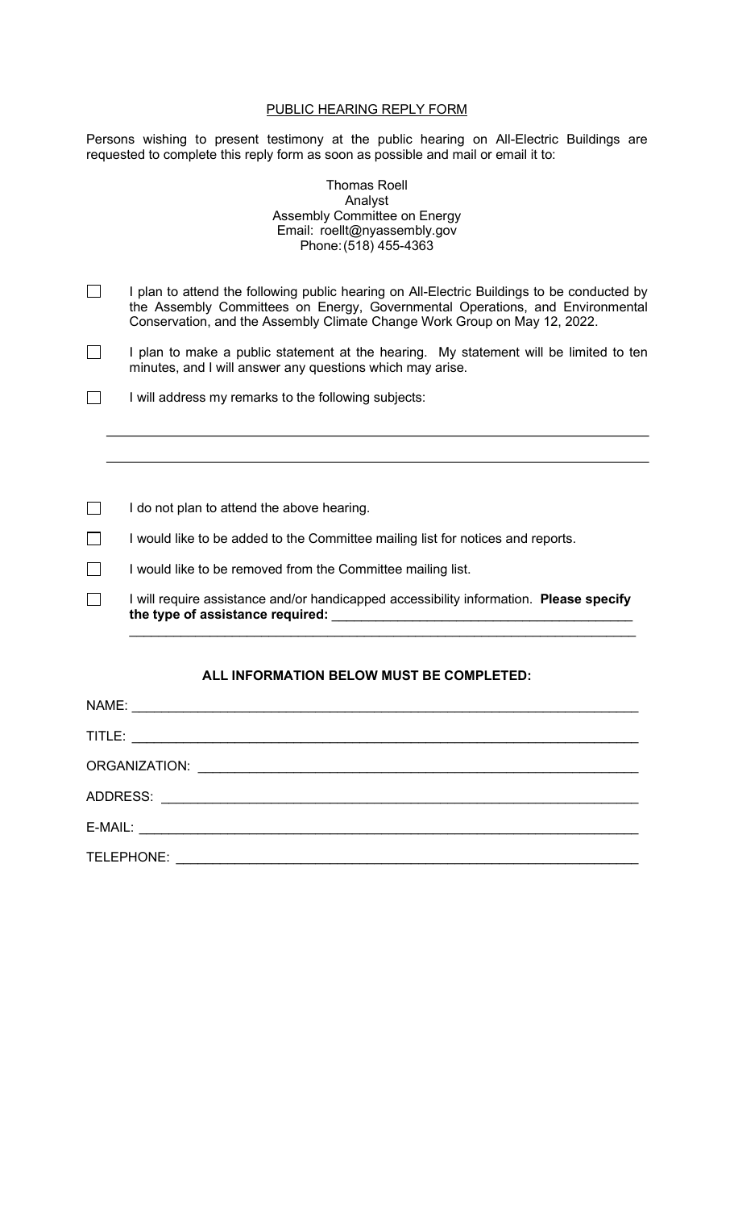PUBLIC HEARING REPLY FORM

Persons wishing to present testimony at the public hearing on All-Electric Buildings are requested to complete this reply form as soon as possible and mail or email it to:

Thomas Roell
Analyst
Assembly Committee on Energy
Email: roellt@nyassembly.gov
Phone: (518) 455-4363

☐ I plan to attend the following public hearing on All-Electric Buildings to be conducted by the Assembly Committees on Energy, Governmental Operations, and Environmental Conservation, and the Assembly Climate Change Work Group on May 12, 2022.

☐ I plan to make a public statement at the hearing. My statement will be limited to ten minutes, and I will answer any questions which may arise.

☐ I will address my remarks to the following subjects:

\_\_\_\_\_\_\_\_\_\_\_\_\_\_\_\_\_\_\_\_\_\_\_\_\_\_\_\_\_\_\_\_\_\_\_\_\_\_\_\_\_\_\_\_\_\_\_\_\_\_\_\_\_\_\_\_\_\_\_\_\_\_\_\_\_\_\_\_

\_\_\_\_\_\_\_\_\_\_\_\_\_\_\_\_\_\_\_\_\_\_\_\_\_\_\_\_\_\_\_\_\_\_\_\_\_\_\_\_\_\_\_\_\_\_\_\_\_\_\_\_\_\_\_\_\_\_\_\_\_\_\_\_\_\_\_\_

☐ I do not plan to attend the above hearing.

☐ I would like to be added to the Committee mailing list for notices and reports.

☐ I would like to be removed from the Committee mailing list.

☐ I will require assistance and/or handicapped accessibility information. **Please specify the type of assistance required:** \_\_\_\_\_\_\_\_\_\_\_\_\_\_\_\_\_\_\_\_\_\_\_\_\_\_\_\_\_\_\_\_\_\_\_\_\_\_\_\_

\_\_\_\_\_\_\_\_\_\_\_\_\_\_\_\_\_\_\_\_\_\_\_\_\_\_\_\_\_\_\_\_\_\_\_\_\_\_\_\_\_\_\_\_\_\_\_\_\_\_\_\_\_\_\_\_\_\_\_\_\_\_\_\_\_\_\_\_

**ALL INFORMATION BELOW MUST BE COMPLETED:**

NAME: \_\_\_\_\_\_\_\_\_\_\_\_\_\_\_\_\_\_\_\_\_\_\_\_\_\_\_\_\_\_\_\_\_\_\_\_\_\_\_\_\_\_\_\_\_\_\_\_\_\_\_\_\_\_\_\_\_\_\_\_\_\_

TITLE: \_\_\_\_\_\_\_\_\_\_\_\_\_\_\_\_\_\_\_\_\_\_\_\_\_\_\_\_\_\_\_\_\_\_\_\_\_\_\_\_\_\_\_\_\_\_\_\_\_\_\_\_\_\_\_\_\_\_\_\_\_\_

ORGANIZATION: \_\_\_\_\_\_\_\_\_\_\_\_\_\_\_\_\_\_\_\_\_\_\_\_\_\_\_\_\_\_\_\_\_\_\_\_\_\_\_\_\_\_\_\_\_\_\_\_\_\_\_\_\_\_

ADDRESS: \_\_\_\_\_\_\_\_\_\_\_\_\_\_\_\_\_\_\_\_\_\_\_\_\_\_\_\_\_\_\_\_\_\_\_\_\_\_\_\_\_\_\_\_\_\_\_\_\_\_\_\_\_\_\_\_\_\_\_

E-MAIL: \_\_\_\_\_\_\_\_\_\_\_\_\_\_\_\_\_\_\_\_\_\_\_\_\_\_\_\_\_\_\_\_\_\_\_\_\_\_\_\_\_\_\_\_\_\_\_\_\_\_\_\_\_\_\_\_\_\_\_\_\_

TELEPHONE: \_\_\_\_\_\_\_\_\_\_\_\_\_\_\_\_\_\_\_\_\_\_\_\_\_\_\_\_\_\_\_\_\_\_\_\_\_\_\_\_\_\_\_\_\_\_\_\_\_\_\_\_\_\_\_\_